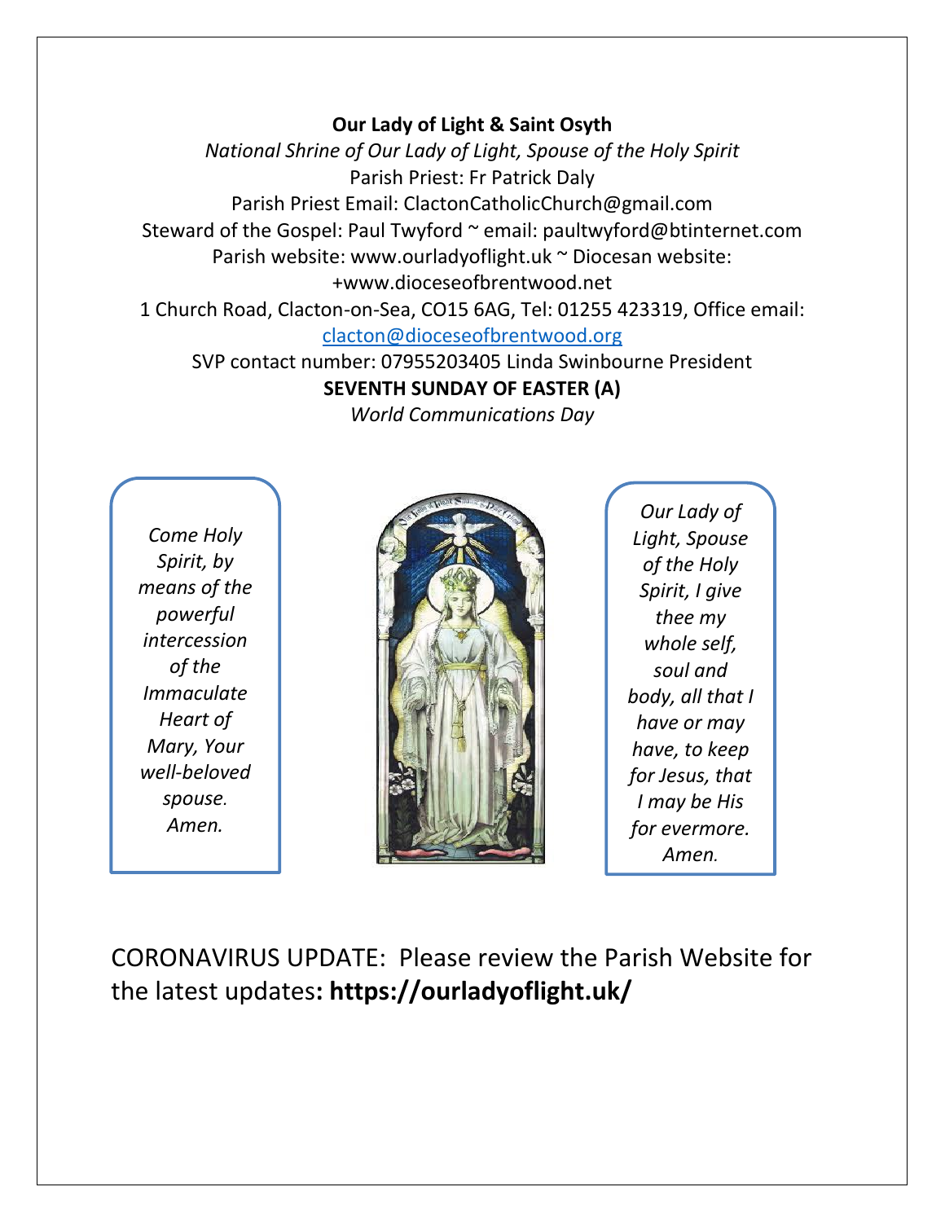**Our Lady of Light & Saint Osyth**

*National Shrine of Our Lady of Light, Spouse of the Holy Spirit*

Parish Priest: Fr Patrick Daly

Parish Priest Email: ClactonCatholicChurch@gmail.com

Steward of the Gospel: Paul Twyford ~ email: paultwyford@btinternet.com

Parish website: www.ourladyoflight.uk ~ Diocesan website: +www.dioceseofbrentwood.net

1 Church Road, Clacton-on-Sea, CO15 6AG, Tel: 01255 423319, Office email: [clacton@dioceseofbrentwood.org](mailto:clacton@dioceseofbrentwood.org)

SVP contact number: 07955203405 Linda Swinbourne President

**SEVENTH SUNDAY OF EASTER (A)**

*World Communications Day*

*Come Holy Spirit, by means of the powerful intercession of the Immaculate Heart of Mary, Your well-beloved spouse. Amen.*

*Our Lady of Light, Spouse of the Holy Spirit, I give thee my whole self, soul and body, all that I have or may have, to keep for Jesus, that I may be His for evermore. Amen.*

CORONAVIRUS UPDATE: Please review the Parish Website for the latest updates**: https://ourladyoflight.uk/**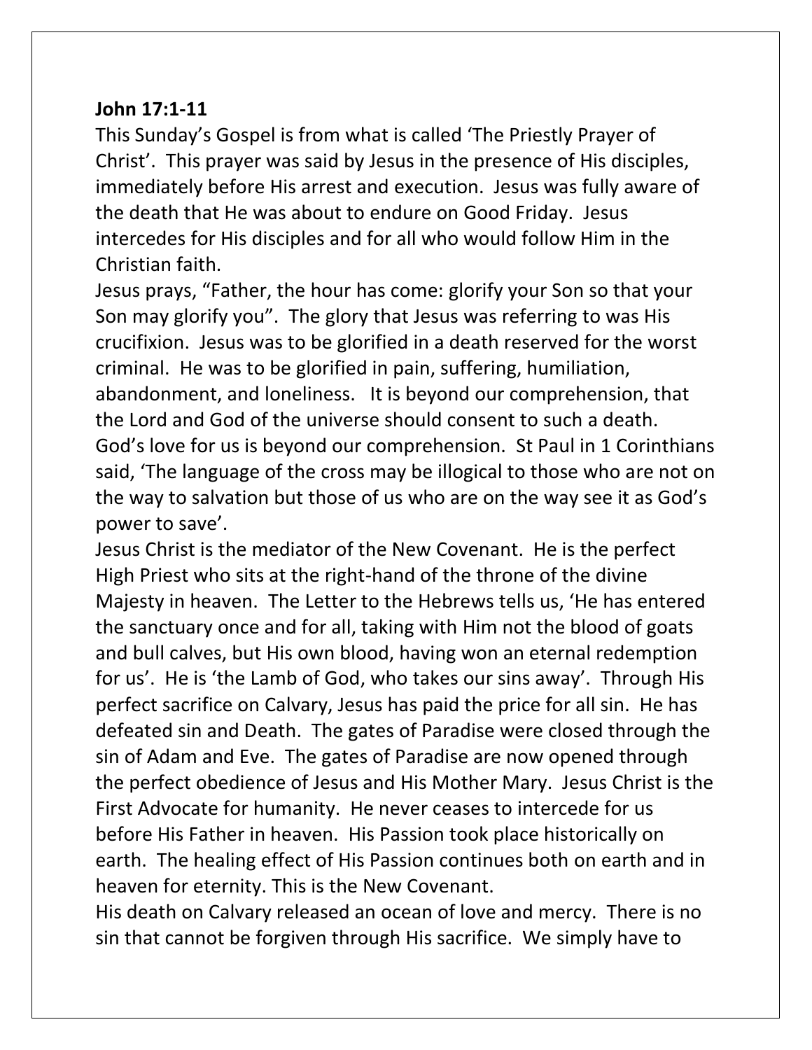**John 17:1-11**

This Sunday's Gospel is from what is called 'The Priestly Prayer of Christ'. This prayer was said by Jesus in the presence of His disciples, immediately before His arrest and execution. Jesus was fully aware of the death that He was about to endure on Good Friday. Jesus intercedes for His disciples and for all who would follow Him in the Christian faith.

Jesus prays, "Father, the hour has come: glorify your Son so that your Son may glorify you". The glory that Jesus was referring to was His crucifixion. Jesus was to be glorified in a death reserved for the worst criminal. He was to be glorified in pain, suffering, humiliation, abandonment, and loneliness. It is beyond our comprehension, that the Lord and God of the universe should consent to such a death. God's love for us is beyond our comprehension. St Paul in 1 Corinthians said, 'The language of the cross may be illogical to those who are not on the way to salvation but those of us who are on the way see it as God's power to save'.

Jesus Christ is the mediator of the New Covenant. He is the perfect High Priest who sits at the right-hand of the throne of the divine Majesty in heaven. The Letter to the Hebrews tells us, 'He has entered the sanctuary once and for all, taking with Him not the blood of goats and bull calves, but His own blood, having won an eternal redemption for us'. He is 'the Lamb of God, who takes our sins away'. Through His perfect sacrifice on Calvary, Jesus has paid the price for all sin. He has defeated sin and Death. The gates of Paradise were closed through the sin of Adam and Eve. The gates of Paradise are now opened through the perfect obedience of Jesus and His Mother Mary. Jesus Christ is the First Advocate for humanity. He never ceases to intercede for us before His Father in heaven. His Passion took place historically on earth. The healing effect of His Passion continues both on earth and in heaven for eternity. This is the New Covenant.

His death on Calvary released an ocean of love and mercy. There is no sin that cannot be forgiven through His sacrifice. We simply have to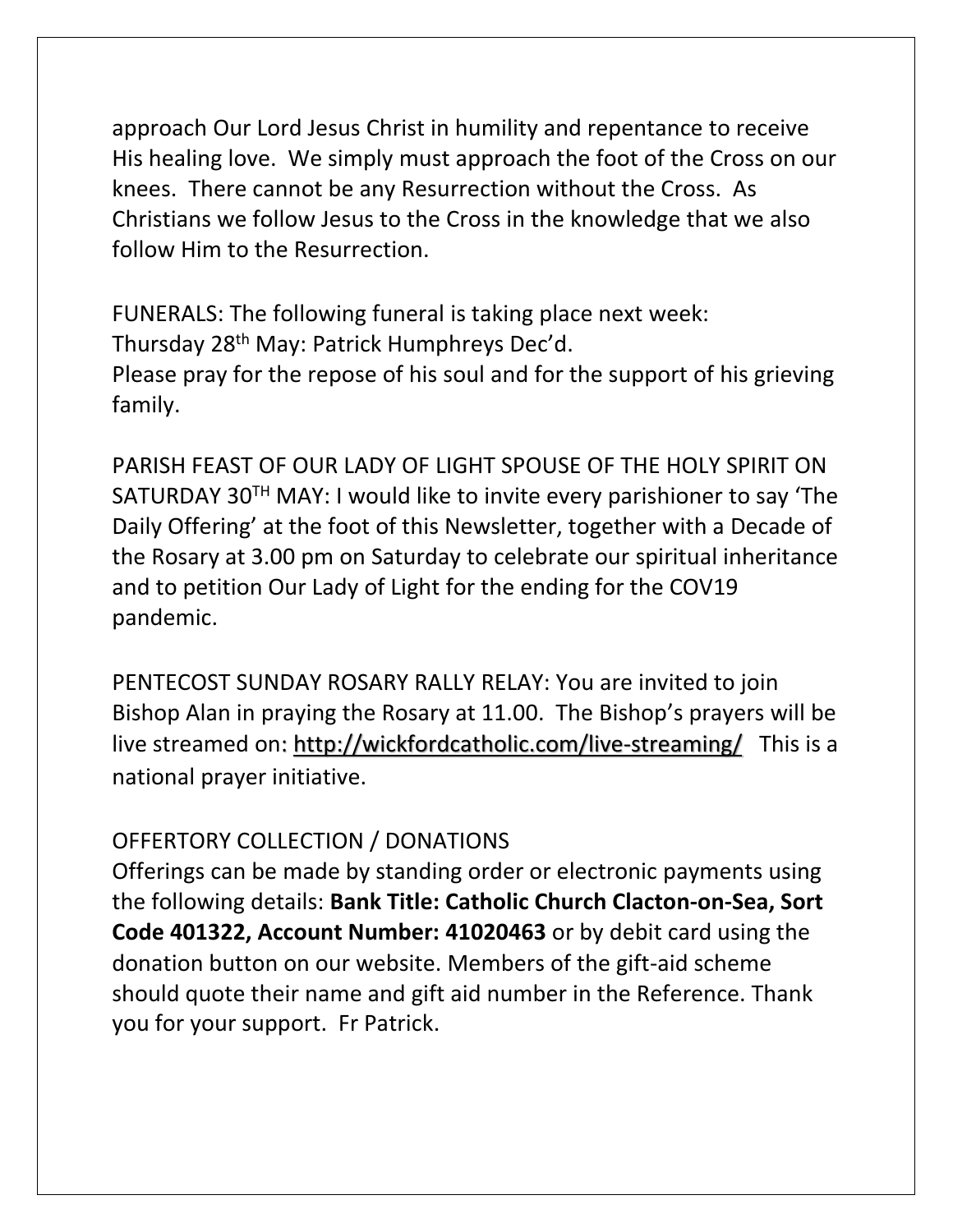approach Our Lord Jesus Christ in humility and repentance to receive His healing love. We simply must approach the foot of the Cross on our knees. There cannot be any Resurrection without the Cross. As Christians we follow Jesus to the Cross in the knowledge that we also follow Him to the Resurrection.

FUNERALS: The following funeral is taking place next week:
Thursday 28th May: Patrick Humphreys Dec'd.
Please pray for the repose of his soul and for the support of his grieving family.

PARISH FEAST OF OUR LADY OF LIGHT SPOUSE OF THE HOLY SPIRIT ON SATURDAY 30TH MAY: I would like to invite every parishioner to say 'The Daily Offering' at the foot of this Newsletter, together with a Decade of the Rosary at 3.00 pm on Saturday to celebrate our spiritual inheritance and to petition Our Lady of Light for the ending for the COV19 pandemic.

PENTECOST SUNDAY ROSARY RALLY RELAY: You are invited to join Bishop Alan in praying the Rosary at 11.00. The Bishop's prayers will be live streamed on: http://wickfordcatholic.com/live-streaming/ This is a national prayer initiative.

OFFERTORY COLLECTION / DONATIONS
Offerings can be made by standing order or electronic payments using the following details: **Bank Title: Catholic Church Clacton-on-Sea, Sort Code 401322, Account Number: 41020463** or by debit card using the donation button on our website. Members of the gift-aid scheme should quote their name and gift aid number in the Reference. Thank you for your support. Fr Patrick.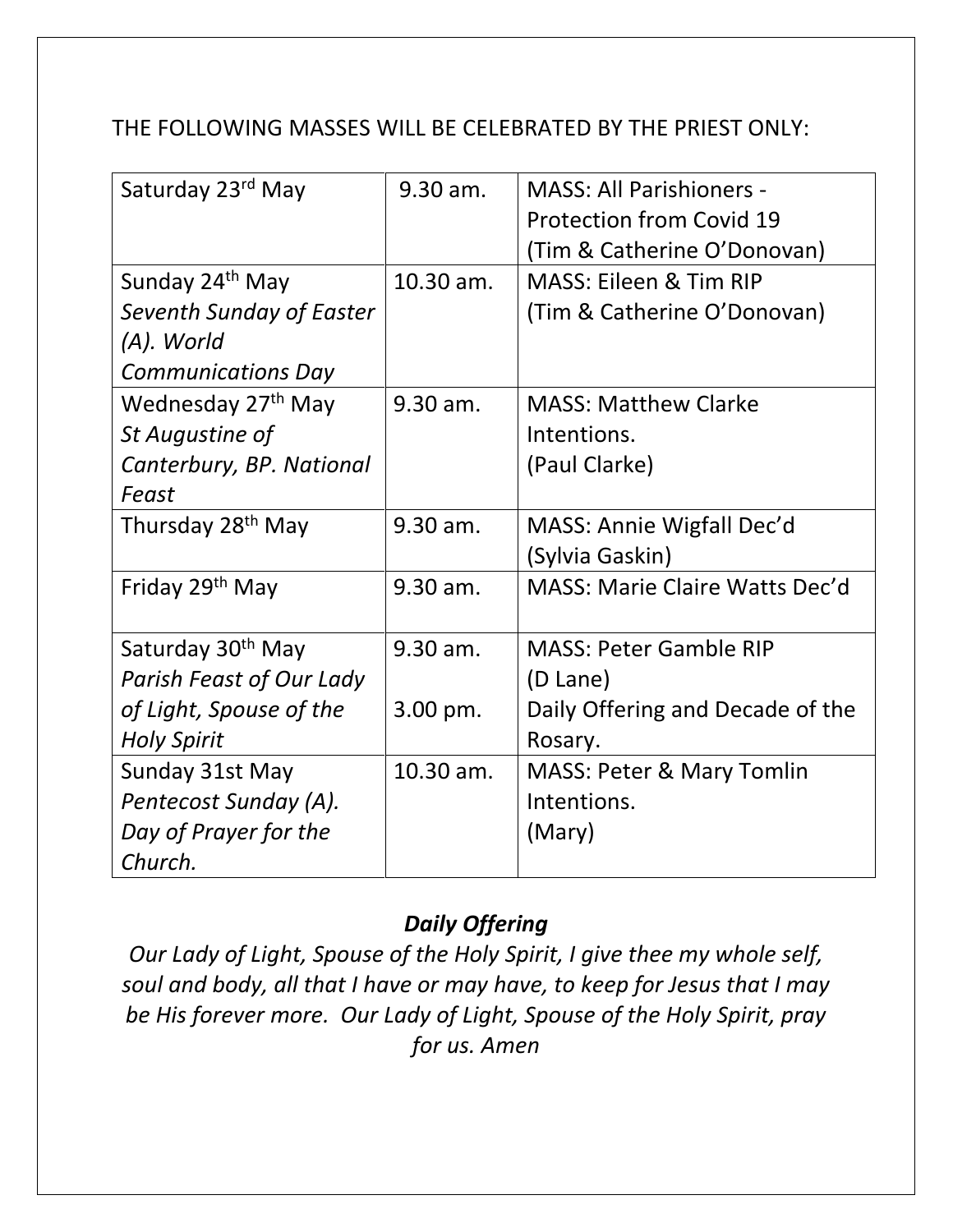THE FOLLOWING MASSES WILL BE CELEBRATED BY THE PRIEST ONLY:

| | | |
|---|---|---|
| Saturday 23rd May | 9.30 am. | MASS: All Parishioners - Protection from Covid 19 (Tim & Catherine O'Donovan) |
| Sunday 24th May *Seventh Sunday of Easter (A). World Communications Day* | 10.30 am. | MASS: Eileen & Tim RIP (Tim & Catherine O'Donovan) |
| Wednesday 27th May *St Augustine of Canterbury, BP. National Feast* | 9.30 am. | MASS: Matthew Clarke Intentions. (Paul Clarke) |
| Thursday 28th May | 9.30 am. | MASS: Annie Wigfall Dec'd (Sylvia Gaskin) |
| Friday 29th May | 9.30 am. | MASS: Marie Claire Watts Dec'd |
| Saturday 30th May *Parish Feast of Our Lady of Light, Spouse of the Holy Spirit* | 9.30 am.<br><br>3.00 pm. | MASS: Peter Gamble RIP (D Lane)<br>Daily Offering and Decade of the Rosary. |
| Sunday 31st May *Pentecost Sunday (A). Day of Prayer for the Church.* | 10.30 am. | MASS: Peter & Mary Tomlin Intentions. (Mary) |

***Daily Offering***

*Our Lady of Light, Spouse of the Holy Spirit, I give thee my whole self, soul and body, all that I have or may have, to keep for Jesus that I may be His forever more. Our Lady of Light, Spouse of the Holy Spirit, pray for us. Amen*